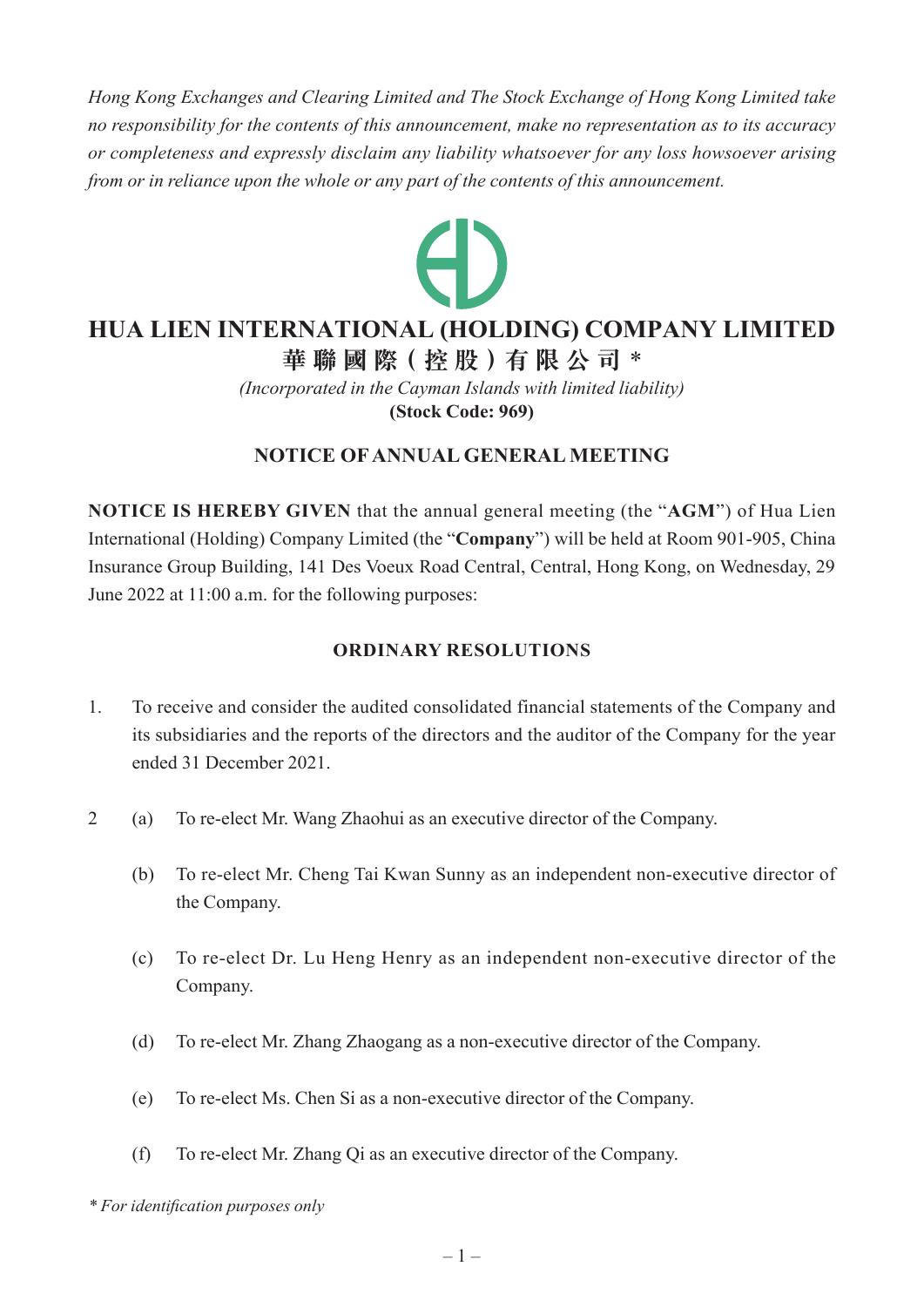*Hong Kong Exchanges and Clearing Limited and The Stock Exchange of Hong Kong Limited take no responsibility for the contents of this announcement, make no representation as to its accuracy or completeness and expressly disclaim any liability whatsoever for any loss howsoever arising from or in reliance upon the whole or any part of the contents of this announcement.*

# HUA LIEN INTERNATIONAL (HOLDING) COMPANY LIMITED

**華聯國際(控股)有限公司 ***

*(Incorporated in the Cayman Islands with limited liability)*

**(Stock Code: 969)**

## NOTICE OF ANNUAL GENERAL MEETING

**NOTICE IS HEREBY GIVEN** that the annual general meeting (the "**AGM**") of Hua Lien International (Holding) Company Limited (the "**Company**") will be held at Room 901-905, China Insurance Group Building, 141 Des Voeux Road Central, Central, Hong Kong, on Wednesday, 29 June 2022 at 11:00 a.m. for the following purposes:

### ORDINARY RESOLUTIONS

1. To receive and consider the audited consolidated financial statements of the Company and its subsidiaries and the reports of the directors and the auditor of the Company for the year ended 31 December 2021.

2 (a) To re-elect Mr. Wang Zhaohui as an executive director of the Company.

 (b) To re-elect Mr. Cheng Tai Kwan Sunny as an independent non-executive director of the Company.

 (c) To re-elect Dr. Lu Heng Henry as an independent non-executive director of the Company.

 (d) To re-elect Mr. Zhang Zhaogang as a non-executive director of the Company.

 (e) To re-elect Ms. Chen Si as a non-executive director of the Company.

 (f) To re-elect Mr. Zhang Qi as an executive director of the Company.

\* *For identification purposes only*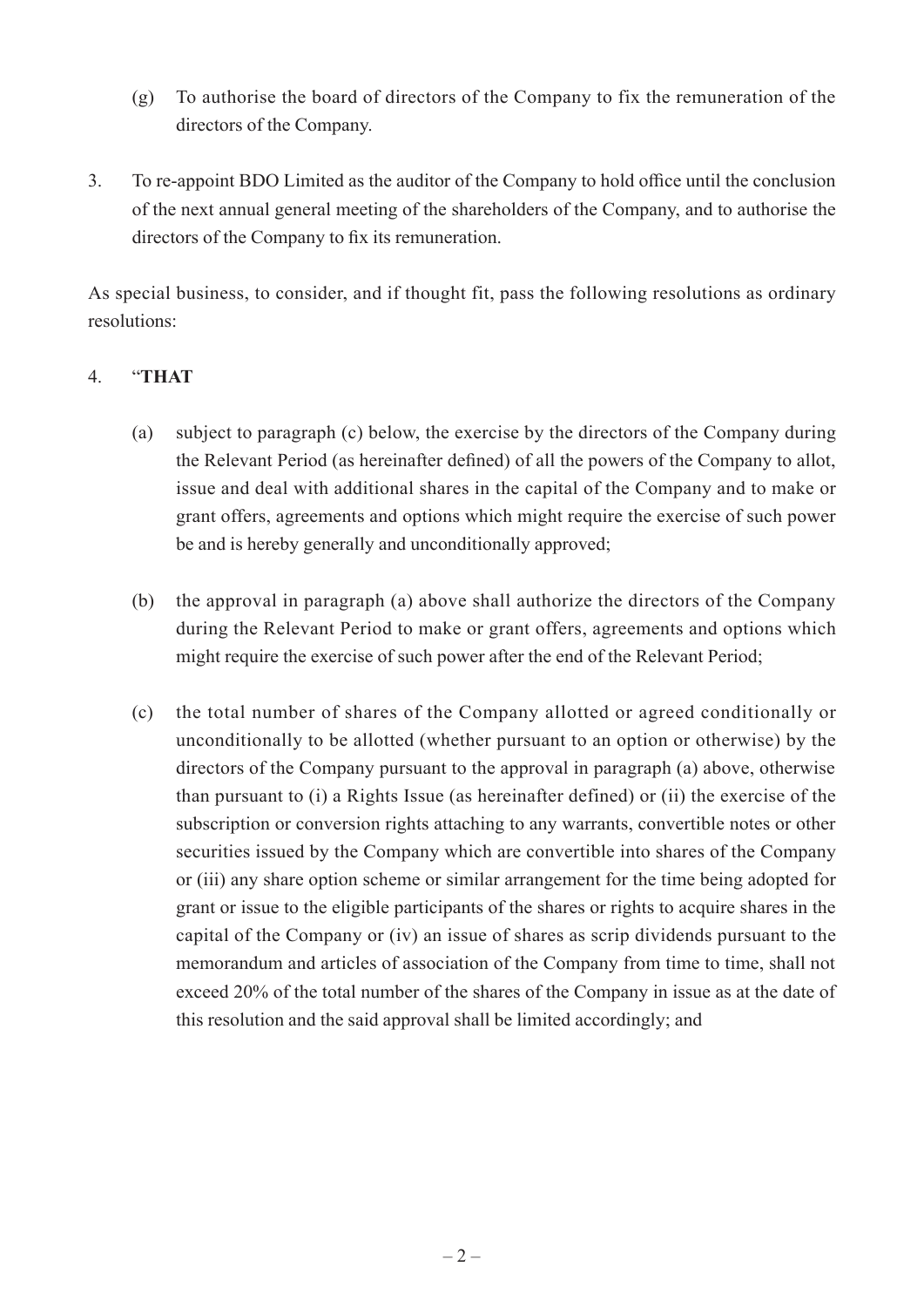(g) To authorise the board of directors of the Company to fix the remuneration of the directors of the Company.

3. To re-appoint BDO Limited as the auditor of the Company to hold office until the conclusion of the next annual general meeting of the shareholders of the Company, and to authorise the directors of the Company to fix its remuneration.

As special business, to consider, and if thought fit, pass the following resolutions as ordinary resolutions:

4. "**THAT**

   (a) subject to paragraph (c) below, the exercise by the directors of the Company during the Relevant Period (as hereinafter defined) of all the powers of the Company to allot, issue and deal with additional shares in the capital of the Company and to make or grant offers, agreements and options which might require the exercise of such power be and is hereby generally and unconditionally approved;

   (b) the approval in paragraph (a) above shall authorize the directors of the Company during the Relevant Period to make or grant offers, agreements and options which might require the exercise of such power after the end of the Relevant Period;

   (c) the total number of shares of the Company allotted or agreed conditionally or unconditionally to be allotted (whether pursuant to an option or otherwise) by the directors of the Company pursuant to the approval in paragraph (a) above, otherwise than pursuant to (i) a Rights Issue (as hereinafter defined) or (ii) the exercise of the subscription or conversion rights attaching to any warrants, convertible notes or other securities issued by the Company which are convertible into shares of the Company or (iii) any share option scheme or similar arrangement for the time being adopted for grant or issue to the eligible participants of the shares or rights to acquire shares in the capital of the Company or (iv) an issue of shares as scrip dividends pursuant to the memorandum and articles of association of the Company from time to time, shall not exceed 20% of the total number of the shares of the Company in issue as at the date of this resolution and the said approval shall be limited accordingly; and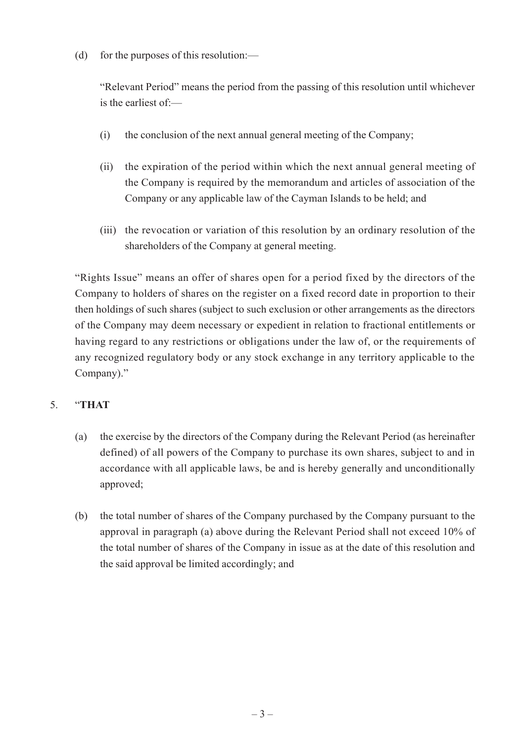(d) for the purposes of this resolution:—

"Relevant Period" means the period from the passing of this resolution until whichever is the earliest of:—

(i) the conclusion of the next annual general meeting of the Company;

(ii) the expiration of the period within which the next annual general meeting of the Company is required by the memorandum and articles of association of the Company or any applicable law of the Cayman Islands to be held; and

(iii) the revocation or variation of this resolution by an ordinary resolution of the shareholders of the Company at general meeting.

"Rights Issue" means an offer of shares open for a period fixed by the directors of the Company to holders of shares on the register on a fixed record date in proportion to their then holdings of such shares (subject to such exclusion or other arrangements as the directors of the Company may deem necessary or expedient in relation to fractional entitlements or having regard to any restrictions or obligations under the law of, or the requirements of any recognized regulatory body or any stock exchange in any territory applicable to the Company)."

5. "**THAT**

(a) the exercise by the directors of the Company during the Relevant Period (as hereinafter defined) of all powers of the Company to purchase its own shares, subject to and in accordance with all applicable laws, be and is hereby generally and unconditionally approved;

(b) the total number of shares of the Company purchased by the Company pursuant to the approval in paragraph (a) above during the Relevant Period shall not exceed 10% of the total number of shares of the Company in issue as at the date of this resolution and the said approval be limited accordingly; and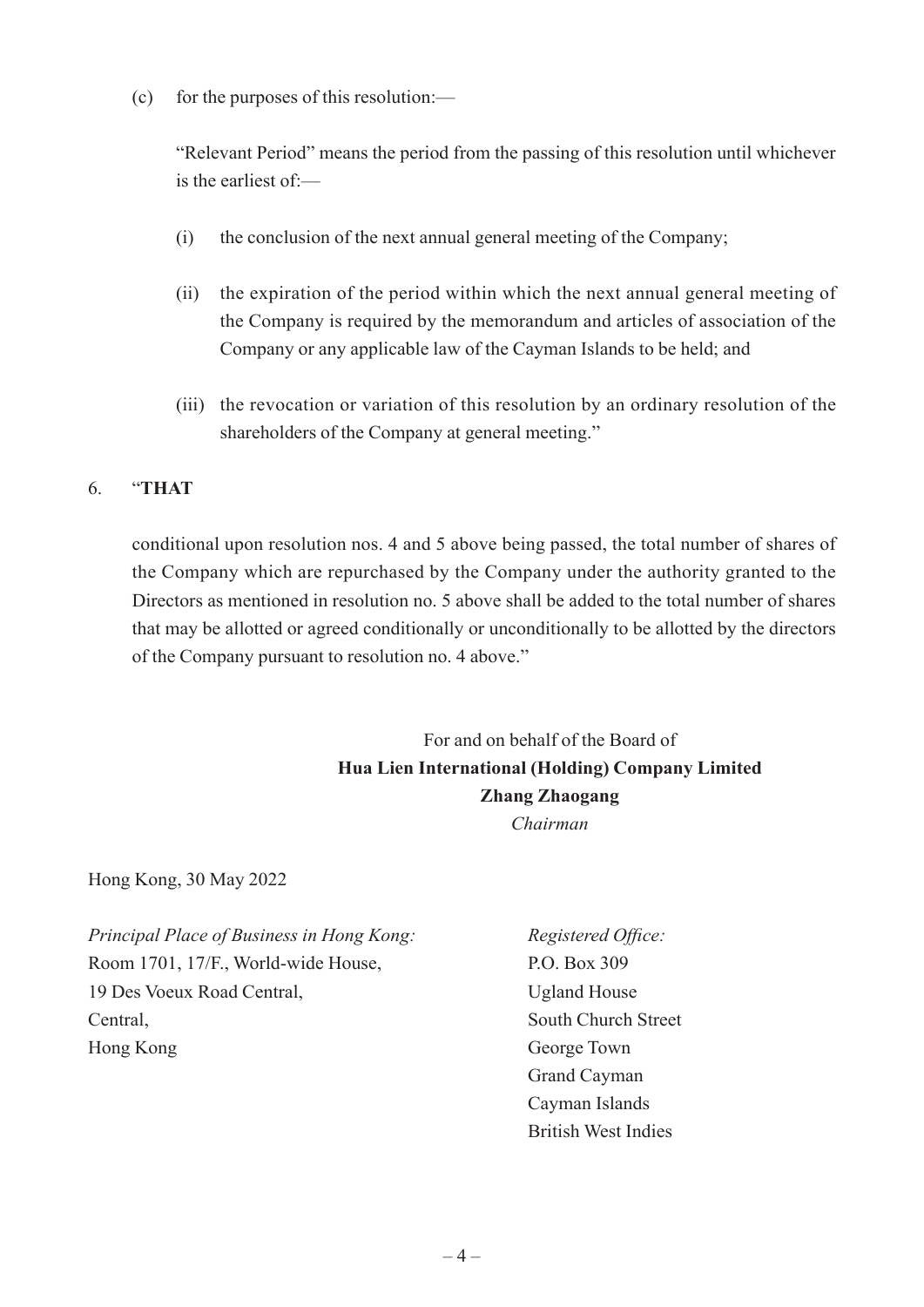(c) for the purposes of this resolution:—

"Relevant Period" means the period from the passing of this resolution until whichever is the earliest of:—

(i) the conclusion of the next annual general meeting of the Company;

(ii) the expiration of the period within which the next annual general meeting of the Company is required by the memorandum and articles of association of the Company or any applicable law of the Cayman Islands to be held; and

(iii) the revocation or variation of this resolution by an ordinary resolution of the shareholders of the Company at general meeting."

6. "**THAT**

conditional upon resolution nos. 4 and 5 above being passed, the total number of shares of the Company which are repurchased by the Company under the authority granted to the Directors as mentioned in resolution no. 5 above shall be added to the total number of shares that may be allotted or agreed conditionally or unconditionally to be allotted by the directors of the Company pursuant to resolution no. 4 above."

For and on behalf of the Board of
**Hua Lien International (Holding) Company Limited**
**Zhang Zhaogang**
*Chairman*

Hong Kong, 30 May 2022

*Principal Place of Business in Hong Kong:*
Room 1701, 17/F., World-wide House,
19 Des Voeux Road Central,
Central,
Hong Kong

*Registered Office:*
P.O. Box 309
Ugland House
South Church Street
George Town
Grand Cayman
Cayman Islands
British West Indies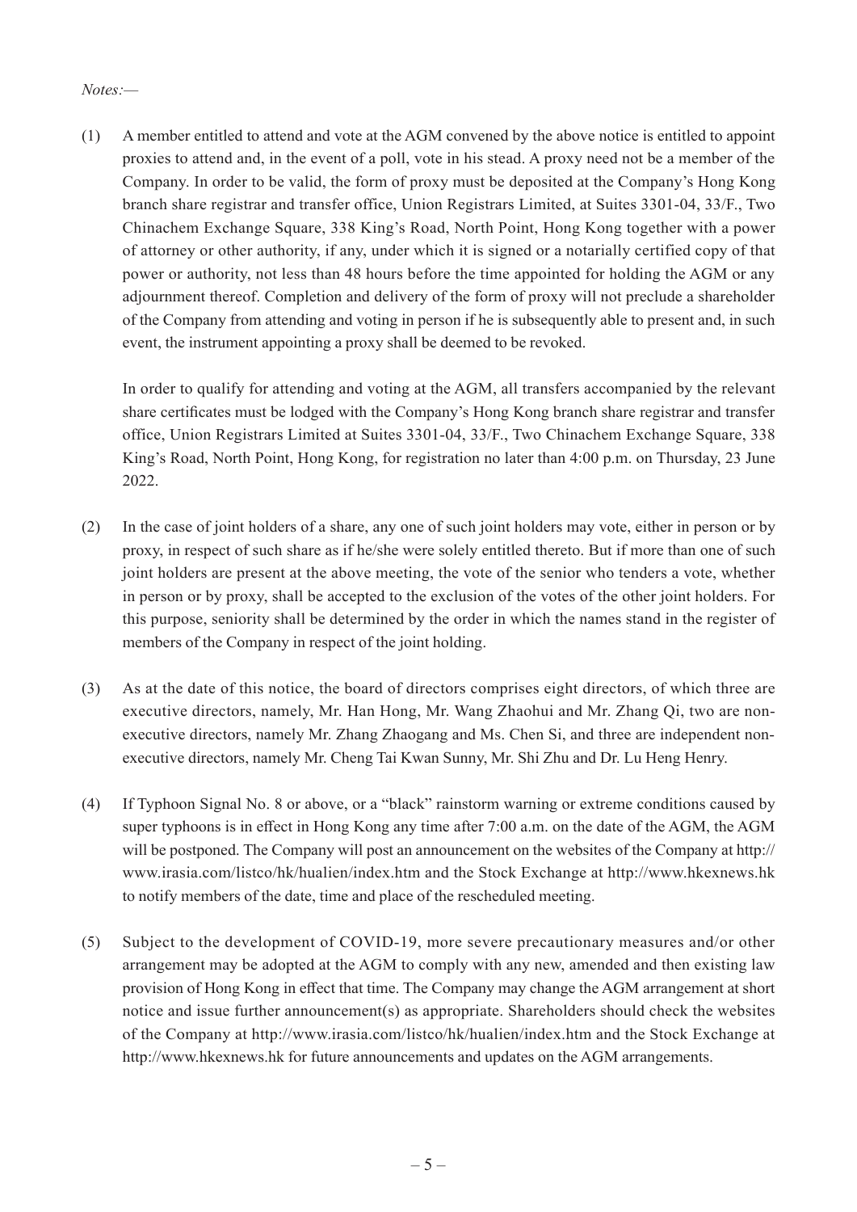*Notes:—*

(1) A member entitled to attend and vote at the AGM convened by the above notice is entitled to appoint proxies to attend and, in the event of a poll, vote in his stead. A proxy need not be a member of the Company. In order to be valid, the form of proxy must be deposited at the Company's Hong Kong branch share registrar and transfer office, Union Registrars Limited, at Suites 3301-04, 33/F., Two Chinachem Exchange Square, 338 King's Road, North Point, Hong Kong together with a power of attorney or other authority, if any, under which it is signed or a notarially certified copy of that power or authority, not less than 48 hours before the time appointed for holding the AGM or any adjournment thereof. Completion and delivery of the form of proxy will not preclude a shareholder of the Company from attending and voting in person if he is subsequently able to present and, in such event, the instrument appointing a proxy shall be deemed to be revoked.

In order to qualify for attending and voting at the AGM, all transfers accompanied by the relevant share certificates must be lodged with the Company's Hong Kong branch share registrar and transfer office, Union Registrars Limited at Suites 3301-04, 33/F., Two Chinachem Exchange Square, 338 King's Road, North Point, Hong Kong, for registration no later than 4:00 p.m. on Thursday, 23 June 2022.

(2) In the case of joint holders of a share, any one of such joint holders may vote, either in person or by proxy, in respect of such share as if he/she were solely entitled thereto. But if more than one of such joint holders are present at the above meeting, the vote of the senior who tenders a vote, whether in person or by proxy, shall be accepted to the exclusion of the votes of the other joint holders. For this purpose, seniority shall be determined by the order in which the names stand in the register of members of the Company in respect of the joint holding.

(3) As at the date of this notice, the board of directors comprises eight directors, of which three are executive directors, namely, Mr. Han Hong, Mr. Wang Zhaohui and Mr. Zhang Qi, two are non-executive directors, namely Mr. Zhang Zhaogang and Ms. Chen Si, and three are independent non-executive directors, namely Mr. Cheng Tai Kwan Sunny, Mr. Shi Zhu and Dr. Lu Heng Henry.

(4) If Typhoon Signal No. 8 or above, or a "black" rainstorm warning or extreme conditions caused by super typhoons is in effect in Hong Kong any time after 7:00 a.m. on the date of the AGM, the AGM will be postponed. The Company will post an announcement on the websites of the Company at http://www.irasia.com/listco/hk/hualien/index.htm and the Stock Exchange at http://www.hkexnews.hk to notify members of the date, time and place of the rescheduled meeting.

(5) Subject to the development of COVID-19, more severe precautionary measures and/or other arrangement may be adopted at the AGM to comply with any new, amended and then existing law provision of Hong Kong in effect that time. The Company may change the AGM arrangement at short notice and issue further announcement(s) as appropriate. Shareholders should check the websites of the Company at http://www.irasia.com/listco/hk/hualien/index.htm and the Stock Exchange at http://www.hkexnews.hk for future announcements and updates on the AGM arrangements.